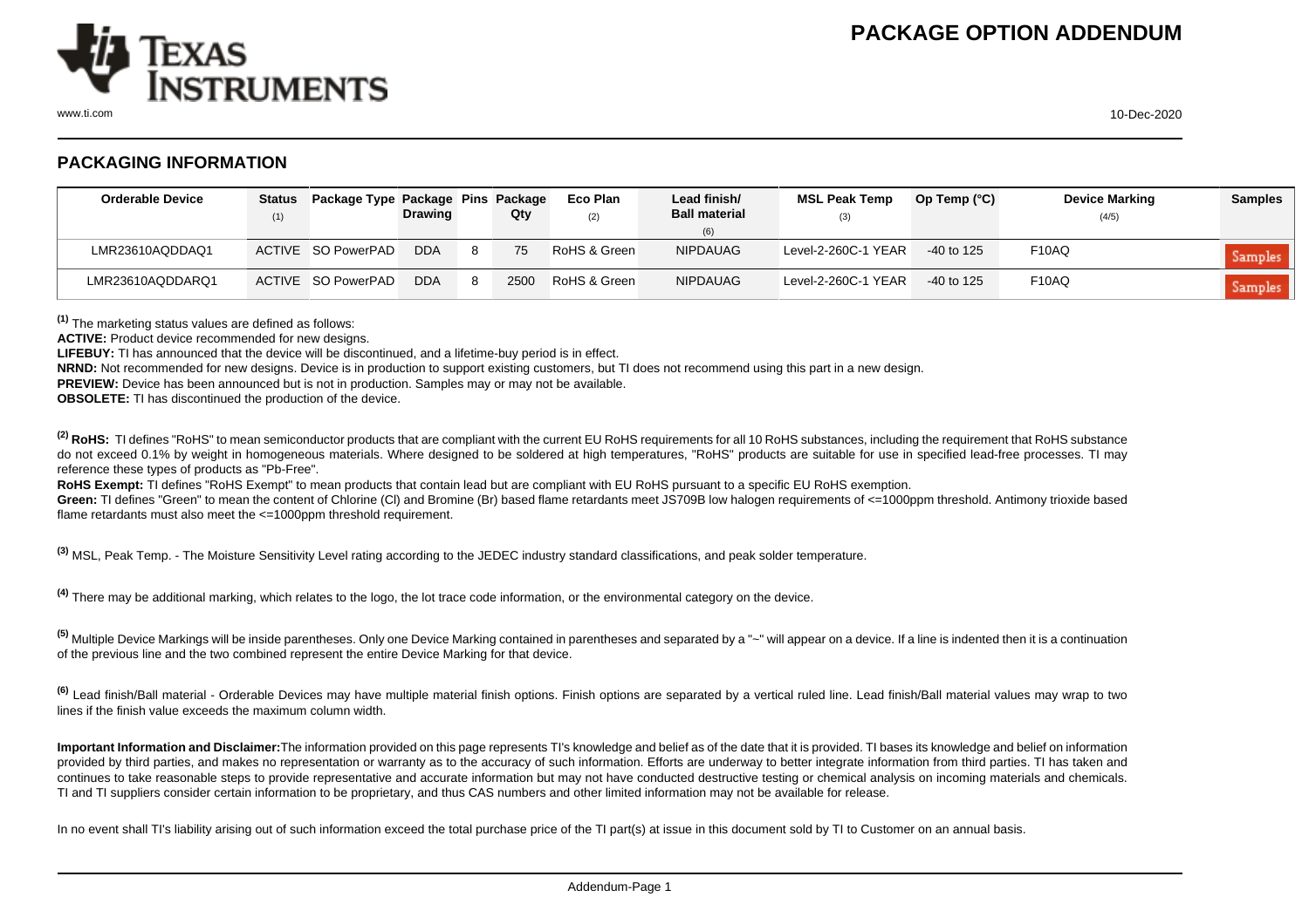# PACKAGE OPTION ADDENDUM

## PACKAGING INFORMATION

| Orderable Device | Status (1) | Package Type | Package Drawing | Pins | Package Qty | Eco Plan (2) | Lead finish/ Ball material (6) | MSL Peak Temp (3) | Op Temp (°C) | Device Marking (4/5) | Samples |
|---|---|---|---|---|---|---|---|---|---|---|---|
| LMR23610AQDDAQ1 | ACTIVE | SO PowerPAD | DDA | 8 | 75 | RoHS & Green | NIPDAUAG | Level-2-260C-1 YEAR | -40 to 125 | F10AQ | Samples |
| LMR23610AQDDARQ1 | ACTIVE | SO PowerPAD | DDA | 8 | 2500 | RoHS & Green | NIPDAUAG | Level-2-260C-1 YEAR | -40 to 125 | F10AQ | Samples |

[1] The marketing status values are defined as follows:

**ACTIVE:** Product device recommended for new designs.

**LIFEBUY:** TI has announced that the device will be discontinued, and a lifetime-buy period is in effect.

**NRND:** Not recommended for new designs. Device is in production to support existing customers, but TI does not recommend using this part in a new design.

**PREVIEW:** Device has been announced but is not in production. Samples may or may not be available.

**OBSOLETE:** TI has discontinued the production of the device.

[2] **RoHS:** TI defines "RoHS" to mean semiconductor products that are compliant with the current EU RoHS requirements for all 10 RoHS substances, including the requirement that RoHS substance do not exceed 0.1% by weight in homogeneous materials. Where designed to be soldered at high temperatures, "RoHS" products are suitable for use in specified lead-free processes. TI may reference these types of products as "Pb-Free".

**RoHS Exempt:** TI defines "RoHS Exempt" to mean products that contain lead but are compliant with EU RoHS pursuant to a specific EU RoHS exemption.

**Green:** TI defines "Green" to mean the content of Chlorine (Cl) and Bromine (Br) based flame retardants meet JS709B low halogen requirements of <=1000ppm threshold. Antimony trioxide based flame retardants must also meet the <=1000ppm threshold requirement.

[3] MSL, Peak Temp. - The Moisture Sensitivity Level rating according to the JEDEC industry standard classifications, and peak solder temperature.

[4] There may be additional marking, which relates to the logo, the lot trace code information, or the environmental category on the device.

[5] Multiple Device Markings will be inside parentheses. Only one Device Marking contained in parentheses and separated by a "~" will appear on a device. If a line is indented then it is a continuation of the previous line and the two combined represent the entire Device Marking for that device.

[6] Lead finish/Ball material - Orderable Devices may have multiple material finish options. Finish options are separated by a vertical ruled line. Lead finish/Ball material values may wrap to two lines if the finish value exceeds the maximum column width.

**Important Information and Disclaimer:** The information provided on this page represents TI's knowledge and belief as of the date that it is provided. TI bases its knowledge and belief on information provided by third parties, and makes no representation or warranty as to the accuracy of such information. Efforts are underway to better integrate information from third parties. TI has taken and continues to take reasonable steps to provide representative and accurate information but may not have conducted destructive testing or chemical analysis on incoming materials and chemicals. TI and TI suppliers consider certain information to be proprietary, and thus CAS numbers and other limited information may not be available for release.

In no event shall TI's liability arising out of such information exceed the total purchase price of the TI part(s) at issue in this document sold by TI to Customer on an annual basis.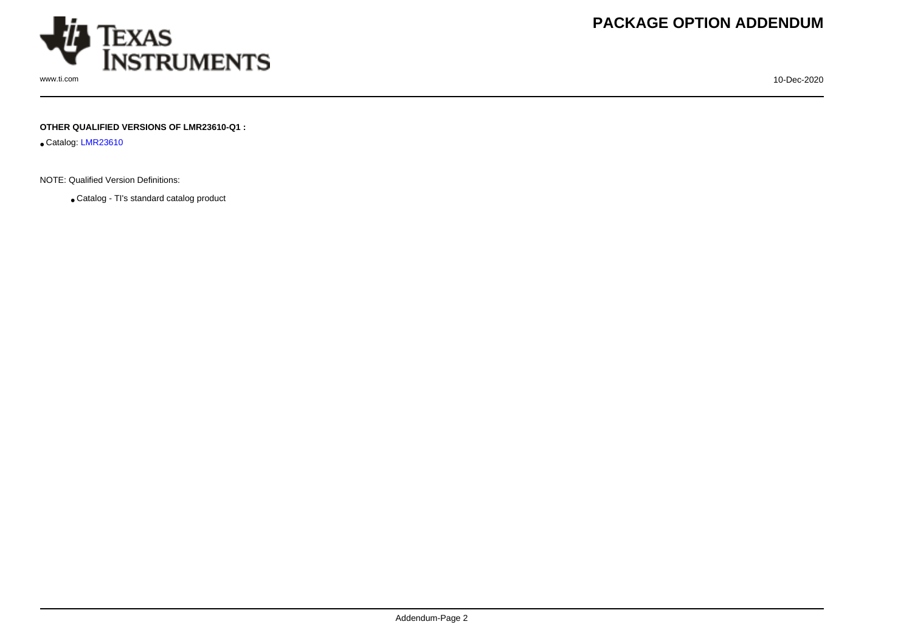**OTHER QUALIFIED VERSIONS OF LMR23610-Q1 :**

- Catalog: LMR23610

NOTE: Qualified Version Definitions:

- Catalog - TI's standard catalog product